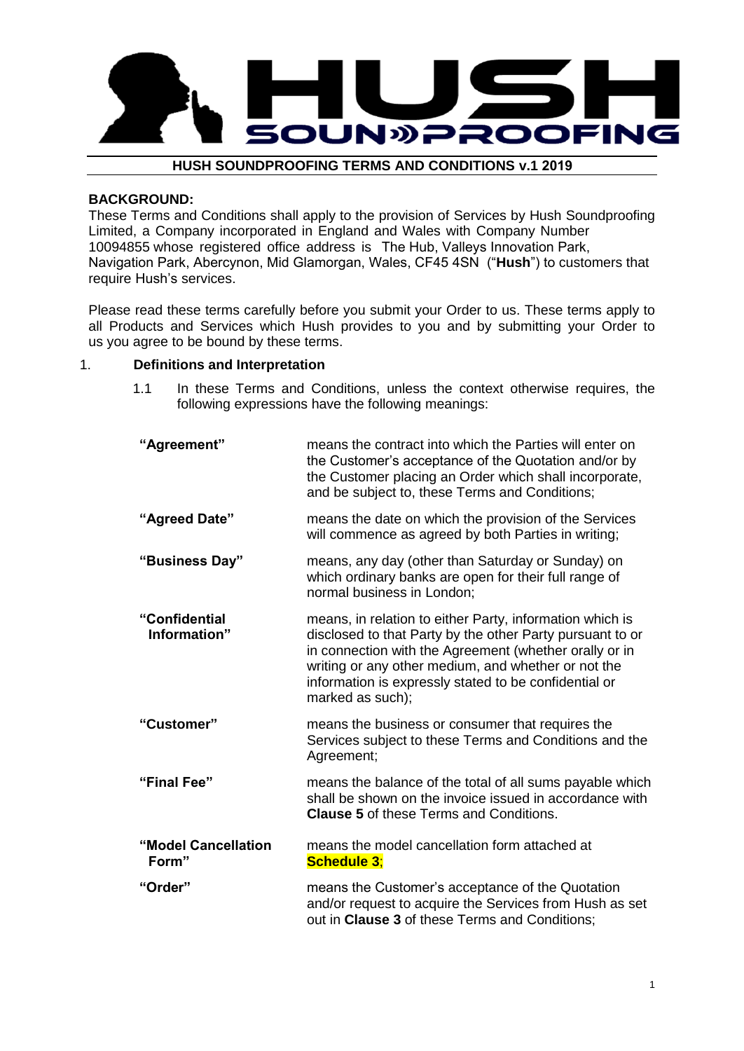# HUSH SOUNDPROOFING

## HUSH SOUNDPROOFING TERMS AND CONDITIONS v.1 2019

**BACKGROUND:**

These Terms and Conditions shall apply to the provision of Services by Hush Soundproofing Limited, a Company incorporated in England and Wales with Company Number 10094855 whose registered office address is The Hub, Valleys Innovation Park, Navigation Park, Abercynon, Mid Glamorgan, Wales, CF45 4SN ("**Hush**") to customers that require Hush's services.

Please read these terms carefully before you submit your Order to us. These terms apply to all Products and Services which Hush provides to you and by submitting your Order to us you agree to be bound by these terms.

1. **Definitions and Interpretation**

   1.1 In these Terms and Conditions, unless the context otherwise requires, the following expressions have the following meanings:

| | |
|---|---|
| **"Agreement"** | means the contract into which the Parties will enter on the Customer's acceptance of the Quotation and/or by the Customer placing an Order which shall incorporate, and be subject to, these Terms and Conditions; |
| **"Agreed Date"** | means the date on which the provision of the Services will commence as agreed by both Parties in writing; |
| **"Business Day"** | means, any day (other than Saturday or Sunday) on which ordinary banks are open for their full range of normal business in London; |
| **"Confidential Information"** | means, in relation to either Party, information which is disclosed to that Party by the other Party pursuant to or in connection with the Agreement (whether orally or in writing or any other medium, and whether or not the information is expressly stated to be confidential or marked as such); |
| **"Customer"** | means the business or consumer that requires the Services subject to these Terms and Conditions and the Agreement; |
| **"Final Fee"** | means the balance of the total of all sums payable which shall be shown on the invoice issued in accordance with **Clause 5** of these Terms and Conditions. |
| **"Model Cancellation Form"** | means the model cancellation form attached at **Schedule 3**; |
| **"Order"** | means the Customer's acceptance of the Quotation and/or request to acquire the Services from Hush as set out in **Clause 3** of these Terms and Conditions; |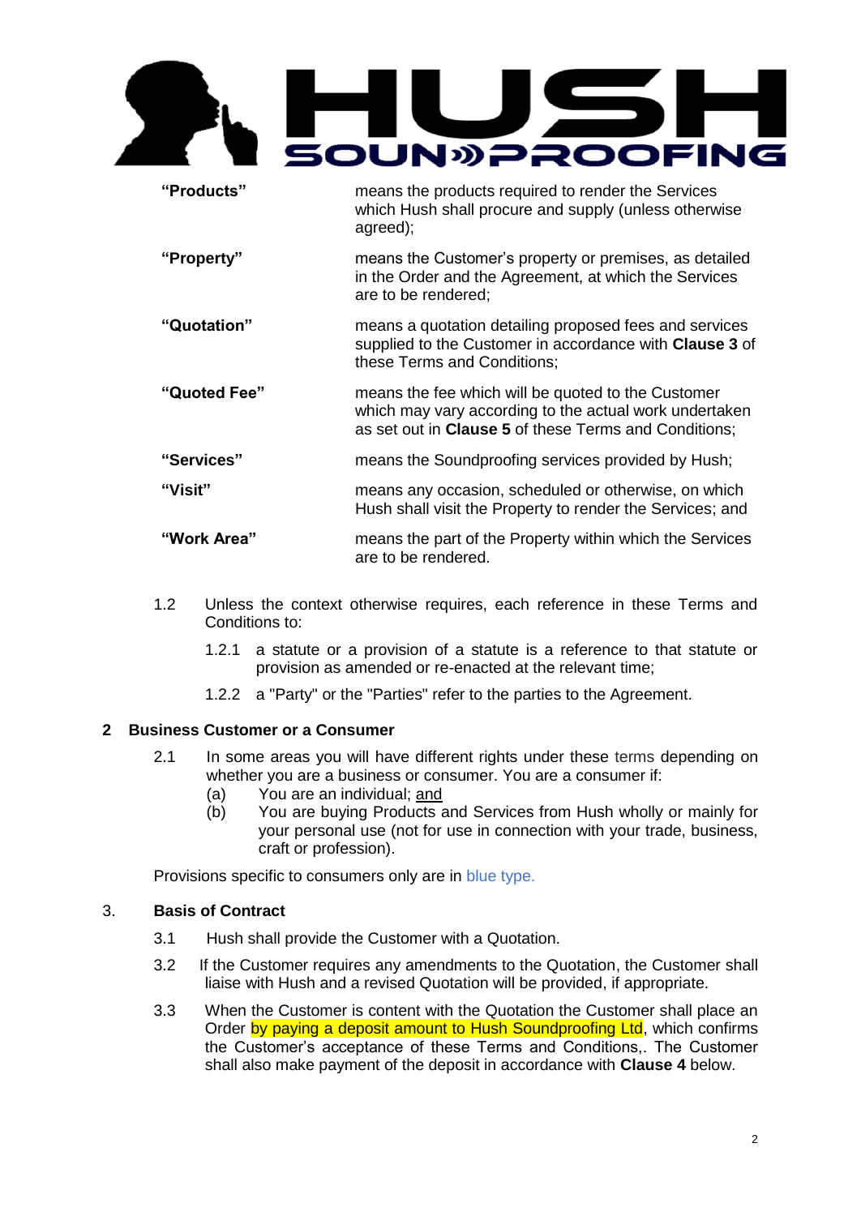| | |
|---|---|
| **"Products"** | means the products required to render the Services which Hush shall procure and supply (unless otherwise agreed); |
| **"Property"** | means the Customer's property or premises, as detailed in the Order and the Agreement, at which the Services are to be rendered; |
| **"Quotation"** | means a quotation detailing proposed fees and services supplied to the Customer in accordance with **Clause 3** of these Terms and Conditions; |
| **"Quoted Fee"** | means the fee which will be quoted to the Customer which may vary according to the actual work undertaken as set out in **Clause 5** of these Terms and Conditions; |
| **"Services"** | means the Soundproofing services provided by Hush; |
| **"Visit"** | means any occasion, scheduled or otherwise, on which Hush shall visit the Property to render the Services; and |
| **"Work Area"** | means the part of the Property within which the Services are to be rendered. |

1.2 Unless the context otherwise requires, each reference in these Terms and Conditions to:

1.2.1 a statute or a provision of a statute is a reference to that statute or provision as amended or re-enacted at the relevant time;

1.2.2 a "Party" or the "Parties" refer to the parties to the Agreement.

## 2 Business Customer or a Consumer

2.1 In some areas you will have different rights under these terms depending on whether you are a business or consumer. You are a consumer if:

(a) You are an individual; and

(b) You are buying Products and Services from Hush wholly or mainly for your personal use (not for use in connection with your trade, business, craft or profession).

Provisions specific to consumers only are in blue type.

## 3. Basis of Contract

3.1 Hush shall provide the Customer with a Quotation.

3.2 If the Customer requires any amendments to the Quotation, the Customer shall liaise with Hush and a revised Quotation will be provided, if appropriate.

3.3 When the Customer is content with the Quotation the Customer shall place an Order by paying a deposit amount to Hush Soundproofing Ltd, which confirms the Customer's acceptance of these Terms and Conditions,. The Customer shall also make payment of the deposit in accordance with **Clause 4** below.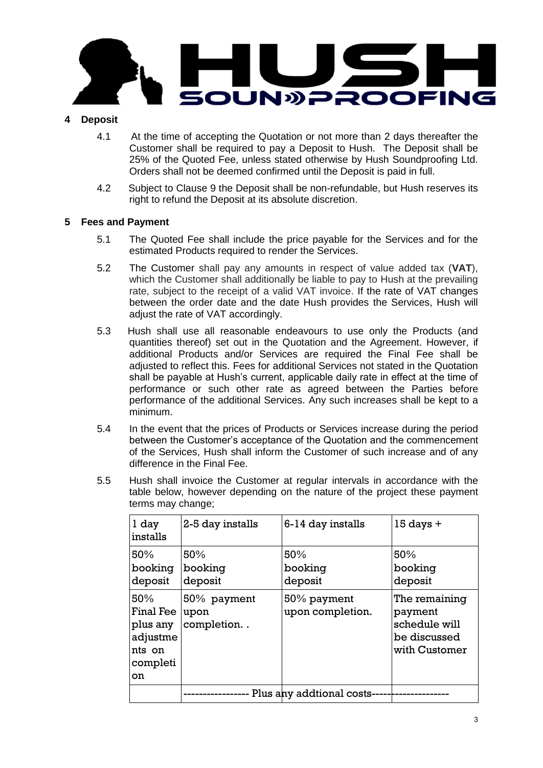## 4 Deposit

4.1 At the time of accepting the Quotation or not more than 2 days thereafter the Customer shall be required to pay a Deposit to Hush. The Deposit shall be 25% of the Quoted Fee, unless stated otherwise by Hush Soundproofing Ltd. Orders shall not be deemed confirmed until the Deposit is paid in full.

4.2 Subject to Clause 9 the Deposit shall be non-refundable, but Hush reserves its right to refund the Deposit at its absolute discretion.

## 5 Fees and Payment

5.1 The Quoted Fee shall include the price payable for the Services and for the estimated Products required to render the Services.

5.2 The Customer shall pay any amounts in respect of value added tax (**VAT**), which the Customer shall additionally be liable to pay to Hush at the prevailing rate, subject to the receipt of a valid VAT invoice. If the rate of VAT changes between the order date and the date Hush provides the Services, Hush will adjust the rate of VAT accordingly.

5.3 Hush shall use all reasonable endeavours to use only the Products (and quantities thereof) set out in the Quotation and the Agreement. However, if additional Products and/or Services are required the Final Fee shall be adjusted to reflect this. Fees for additional Services not stated in the Quotation shall be payable at Hush's current, applicable daily rate in effect at the time of performance or such other rate as agreed between the Parties before performance of the additional Services. Any such increases shall be kept to a minimum.

5.4 In the event that the prices of Products or Services increase during the period between the Customer's acceptance of the Quotation and the commencement of the Services, Hush shall inform the Customer of such increase and of any difference in the Final Fee.

5.5 Hush shall invoice the Customer at regular intervals in accordance with the table below, however depending on the nature of the project these payment terms may change;

| 1 day installs | 2-5 day installs | 6-14 day installs | 15 days + |
|---|---|---|---|
| 50% booking deposit | 50% booking deposit | 50% booking deposit | 50% booking deposit |
| 50% Final Fee plus any adjustments on completion | 50% payment upon completion. . | 50% payment upon completion. | The remaining payment schedule will be discussed with Customer |
| | ---------------- Plus any addtional costs---------------------------- | | |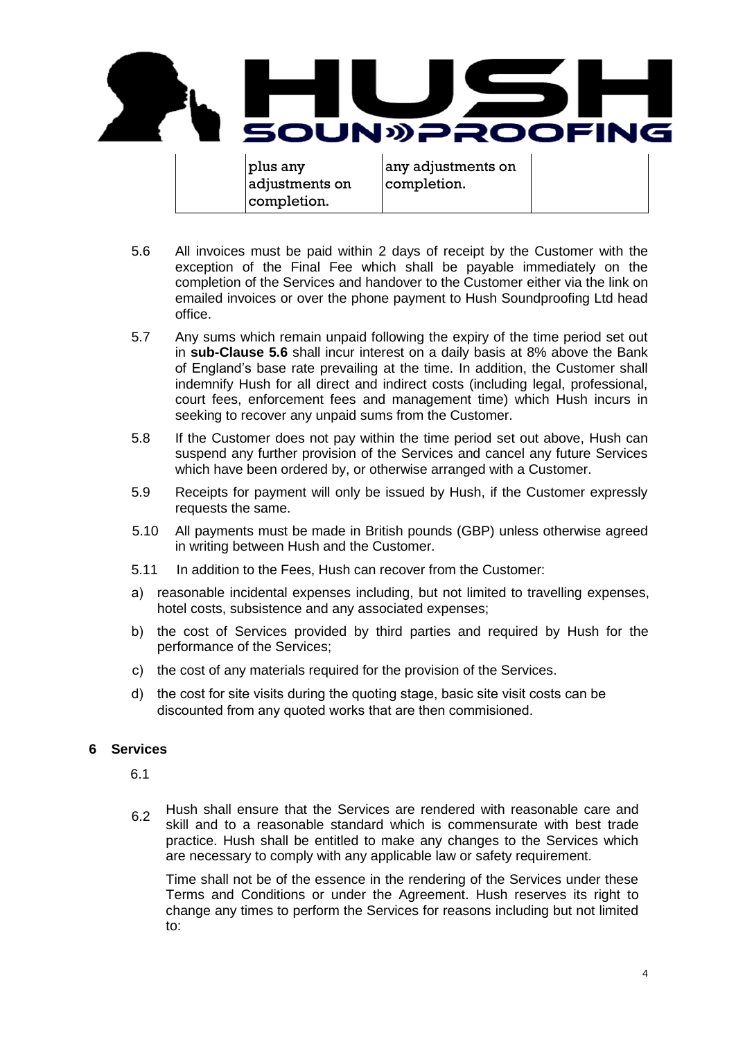| | plus any adjustments on completion. | any adjustments on completion. | |
|---|---|---|---|

5.6 All invoices must be paid within 2 days of receipt by the Customer with the exception of the Final Fee which shall be payable immediately on the completion of the Services and handover to the Customer either via the link on emailed invoices or over the phone payment to Hush Soundproofing Ltd head office.

5.7 Any sums which remain unpaid following the expiry of the time period set out in **sub-Clause 5.6** shall incur interest on a daily basis at 8% above the Bank of England's base rate prevailing at the time. In addition, the Customer shall indemnify Hush for all direct and indirect costs (including legal, professional, court fees, enforcement fees and management time) which Hush incurs in seeking to recover any unpaid sums from the Customer.

5.8 If the Customer does not pay within the time period set out above, Hush can suspend any further provision of the Services and cancel any future Services which have been ordered by, or otherwise arranged with a Customer.

5.9 Receipts for payment will only be issued by Hush, if the Customer expressly requests the same.

5.10 All payments must be made in British pounds (GBP) unless otherwise agreed in writing between Hush and the Customer.

5.11 In addition to the Fees, Hush can recover from the Customer:

a) reasonable incidental expenses including, but not limited to travelling expenses, hotel costs, subsistence and any associated expenses;

b) the cost of Services provided by third parties and required by Hush for the performance of the Services;

c) the cost of any materials required for the provision of the Services.

d) the cost for site visits during the quoting stage, basic site visit costs can be discounted from any quoted works that are then commisioned.

## 6 Services

6.1

6.2 Hush shall ensure that the Services are rendered with reasonable care and skill and to a reasonable standard which is commensurate with best trade practice. Hush shall be entitled to make any changes to the Services which are necessary to comply with any applicable law or safety requirement.

Time shall not be of the essence in the rendering of the Services under these Terms and Conditions or under the Agreement. Hush reserves its right to change any times to perform the Services for reasons including but not limited to: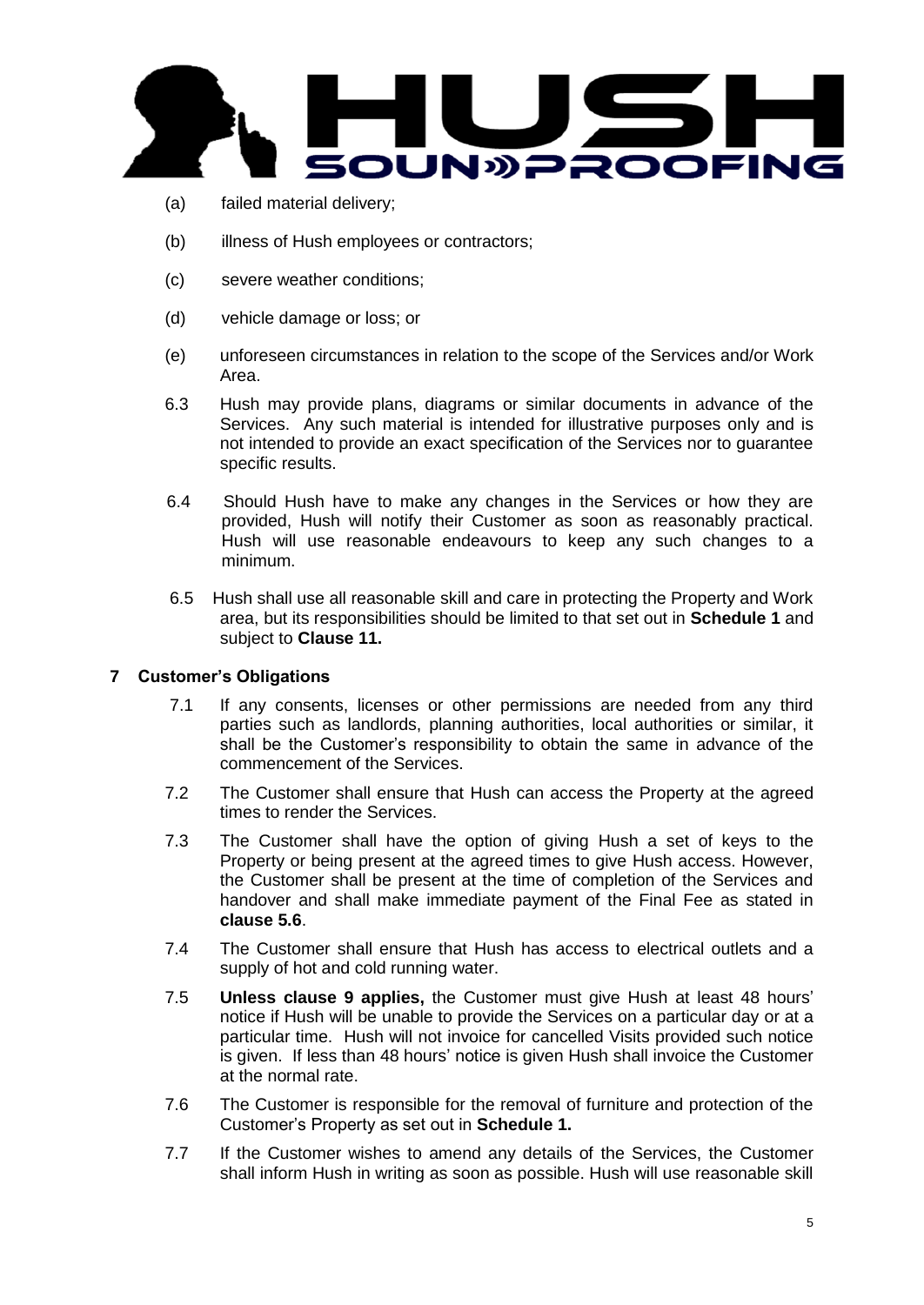(a) failed material delivery;

(b) illness of Hush employees or contractors;

(c) severe weather conditions;

(d) vehicle damage or loss; or

(e) unforeseen circumstances in relation to the scope of the Services and/or Work Area.

6.3 Hush may provide plans, diagrams or similar documents in advance of the Services. Any such material is intended for illustrative purposes only and is not intended to provide an exact specification of the Services nor to guarantee specific results.

6.4 Should Hush have to make any changes in the Services or how they are provided, Hush will notify their Customer as soon as reasonably practical. Hush will use reasonable endeavours to keep any such changes to a minimum.

6.5 Hush shall use all reasonable skill and care in protecting the Property and Work area, but its responsibilities should be limited to that set out in **Schedule 1** and subject to **Clause 11.**

## 7 Customer's Obligations

7.1 If any consents, licenses or other permissions are needed from any third parties such as landlords, planning authorities, local authorities or similar, it shall be the Customer's responsibility to obtain the same in advance of the commencement of the Services.

7.2 The Customer shall ensure that Hush can access the Property at the agreed times to render the Services.

7.3 The Customer shall have the option of giving Hush a set of keys to the Property or being present at the agreed times to give Hush access. However, the Customer shall be present at the time of completion of the Services and handover and shall make immediate payment of the Final Fee as stated in **clause 5.6**.

7.4 The Customer shall ensure that Hush has access to electrical outlets and a supply of hot and cold running water.

7.5 **Unless clause 9 applies,** the Customer must give Hush at least 48 hours' notice if Hush will be unable to provide the Services on a particular day or at a particular time. Hush will not invoice for cancelled Visits provided such notice is given. If less than 48 hours' notice is given Hush shall invoice the Customer at the normal rate.

7.6 The Customer is responsible for the removal of furniture and protection of the Customer's Property as set out in **Schedule 1.**

7.7 If the Customer wishes to amend any details of the Services, the Customer shall inform Hush in writing as soon as possible. Hush will use reasonable skill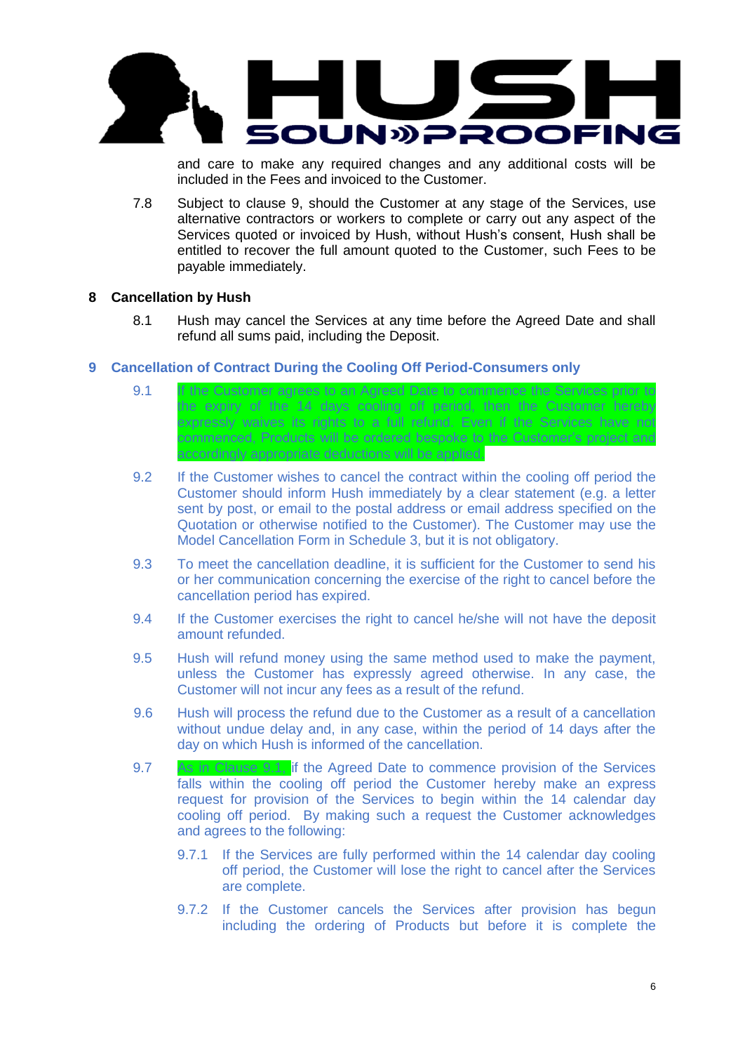and care to make any required changes and any additional costs will be included in the Fees and invoiced to the Customer.

7.8 Subject to clause 9, should the Customer at any stage of the Services, use alternative contractors or workers to complete or carry out any aspect of the Services quoted or invoiced by Hush, without Hush's consent, Hush shall be entitled to recover the full amount quoted to the Customer, such Fees to be payable immediately.

## 8 Cancellation by Hush

8.1 Hush may cancel the Services at any time before the Agreed Date and shall refund all sums paid, including the Deposit.

## 9 Cancellation of Contract During the Cooling Off Period-Consumers only

9.1 If the Customer agrees to an Agreed Date to commence the Services prior to the expiry of the 14 days cooling off period, then the Customer hereby expressly waives its rights to a full refund. Even if the Services have not commenced, Products will be ordered bespoke to the Customer's project and accordingly appropriate deductions will be applied.

9.2 If the Customer wishes to cancel the contract within the cooling off period the Customer should inform Hush immediately by a clear statement (e.g. a letter sent by post, or email to the postal address or email address specified on the Quotation or otherwise notified to the Customer). The Customer may use the Model Cancellation Form in Schedule 3, but it is not obligatory.

9.3 To meet the cancellation deadline, it is sufficient for the Customer to send his or her communication concerning the exercise of the right to cancel before the cancellation period has expired.

9.4 If the Customer exercises the right to cancel he/she will not have the deposit amount refunded.

9.5 Hush will refund money using the same method used to make the payment, unless the Customer has expressly agreed otherwise. In any case, the Customer will not incur any fees as a result of the refund.

9.6 Hush will process the refund due to the Customer as a result of a cancellation without undue delay and, in any case, within the period of 14 days after the day on which Hush is informed of the cancellation.

9.7 As in Clause 9.1, if the Agreed Date to commence provision of the Services falls within the cooling off period the Customer hereby make an express request for provision of the Services to begin within the 14 calendar day cooling off period. By making such a request the Customer acknowledges and agrees to the following:

9.7.1 If the Services are fully performed within the 14 calendar day cooling off period, the Customer will lose the right to cancel after the Services are complete.

9.7.2 If the Customer cancels the Services after provision has begun including the ordering of Products but before it is complete the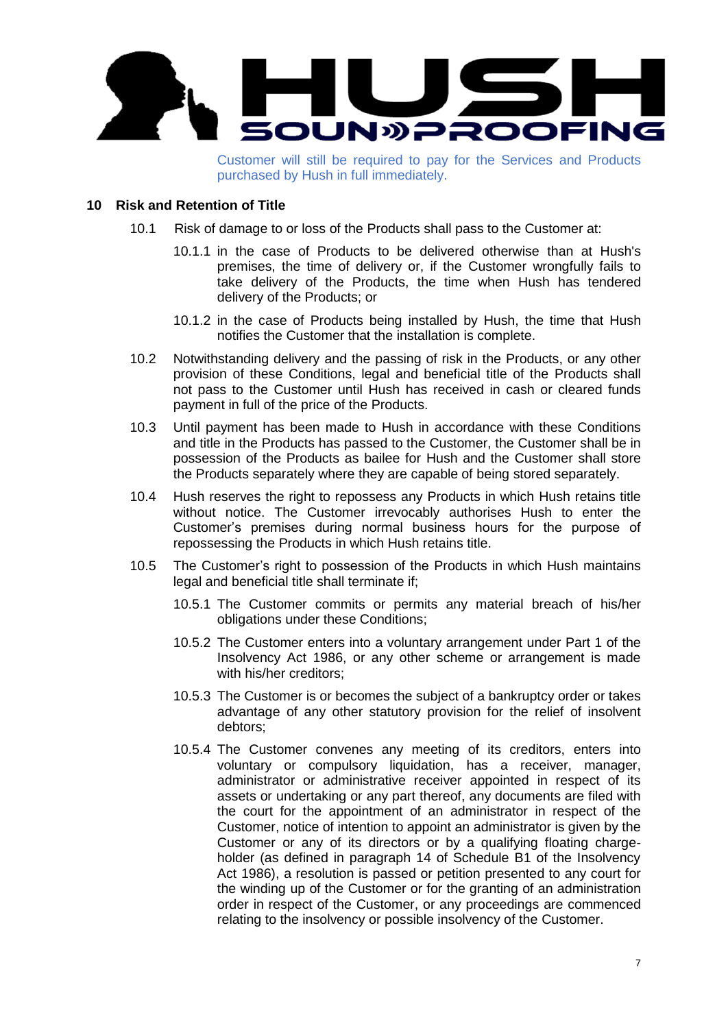Customer will still be required to pay for the Services and Products purchased by Hush in full immediately.

## 10 Risk and Retention of Title

10.1 Risk of damage to or loss of the Products shall pass to the Customer at:

10.1.1 in the case of Products to be delivered otherwise than at Hush's premises, the time of delivery or, if the Customer wrongfully fails to take delivery of the Products, the time when Hush has tendered delivery of the Products; or

10.1.2 in the case of Products being installed by Hush, the time that Hush notifies the Customer that the installation is complete.

10.2 Notwithstanding delivery and the passing of risk in the Products, or any other provision of these Conditions, legal and beneficial title of the Products shall not pass to the Customer until Hush has received in cash or cleared funds payment in full of the price of the Products.

10.3 Until payment has been made to Hush in accordance with these Conditions and title in the Products has passed to the Customer, the Customer shall be in possession of the Products as bailee for Hush and the Customer shall store the Products separately where they are capable of being stored separately.

10.4 Hush reserves the right to repossess any Products in which Hush retains title without notice. The Customer irrevocably authorises Hush to enter the Customer's premises during normal business hours for the purpose of repossessing the Products in which Hush retains title.

10.5 The Customer's right to possession of the Products in which Hush maintains legal and beneficial title shall terminate if;

10.5.1 The Customer commits or permits any material breach of his/her obligations under these Conditions;

10.5.2 The Customer enters into a voluntary arrangement under Part 1 of the Insolvency Act 1986, or any other scheme or arrangement is made with his/her creditors;

10.5.3 The Customer is or becomes the subject of a bankruptcy order or takes advantage of any other statutory provision for the relief of insolvent debtors;

10.5.4 The Customer convenes any meeting of its creditors, enters into voluntary or compulsory liquidation, has a receiver, manager, administrator or administrative receiver appointed in respect of its assets or undertaking or any part thereof, any documents are filed with the court for the appointment of an administrator in respect of the Customer, notice of intention to appoint an administrator is given by the Customer or any of its directors or by a qualifying floating charge-holder (as defined in paragraph 14 of Schedule B1 of the Insolvency Act 1986), a resolution is passed or petition presented to any court for the winding up of the Customer or for the granting of an administration order in respect of the Customer, or any proceedings are commenced relating to the insolvency or possible insolvency of the Customer.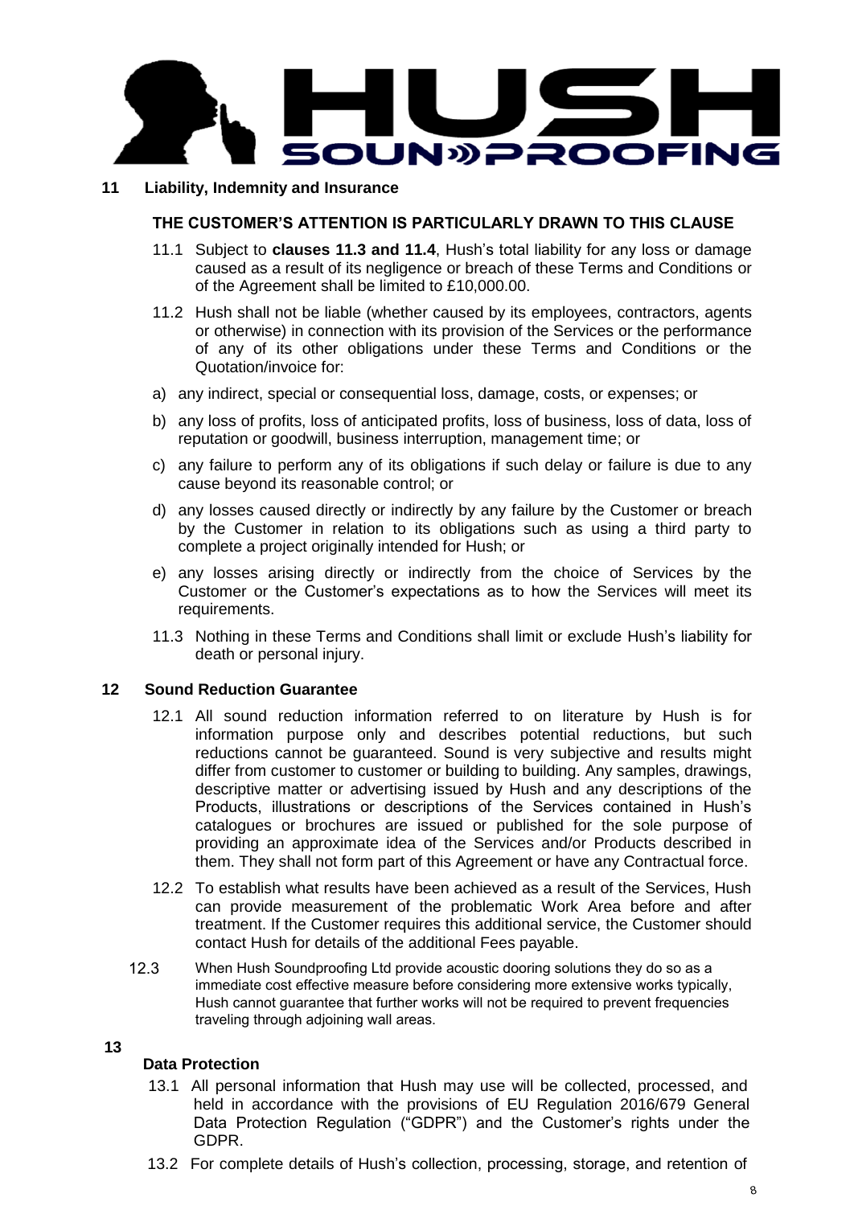## 11 Liability, Indemnity and Insurance

**THE CUSTOMER'S ATTENTION IS PARTICULARLY DRAWN TO THIS CLAUSE**

11.1 Subject to **clauses 11.3 and 11.4**, Hush's total liability for any loss or damage caused as a result of its negligence or breach of these Terms and Conditions or of the Agreement shall be limited to £10,000.00.

11.2 Hush shall not be liable (whether caused by its employees, contractors, agents or otherwise) in connection with its provision of the Services or the performance of any of its other obligations under these Terms and Conditions or the Quotation/invoice for:

a) any indirect, special or consequential loss, damage, costs, or expenses; or

b) any loss of profits, loss of anticipated profits, loss of business, loss of data, loss of reputation or goodwill, business interruption, management time; or

c) any failure to perform any of its obligations if such delay or failure is due to any cause beyond its reasonable control; or

d) any losses caused directly or indirectly by any failure by the Customer or breach by the Customer in relation to its obligations such as using a third party to complete a project originally intended for Hush; or

e) any losses arising directly or indirectly from the choice of Services by the Customer or the Customer's expectations as to how the Services will meet its requirements.

11.3 Nothing in these Terms and Conditions shall limit or exclude Hush's liability for death or personal injury.

## 12 Sound Reduction Guarantee

12.1 All sound reduction information referred to on literature by Hush is for information purpose only and describes potential reductions, but such reductions cannot be guaranteed. Sound is very subjective and results might differ from customer to customer or building to building. Any samples, drawings, descriptive matter or advertising issued by Hush and any descriptions of the Products, illustrations or descriptions of the Services contained in Hush's catalogues or brochures are issued or published for the sole purpose of providing an approximate idea of the Services and/or Products described in them. They shall not form part of this Agreement or have any Contractual force.

12.2 To establish what results have been achieved as a result of the Services, Hush can provide measurement of the problematic Work Area before and after treatment. If the Customer requires this additional service, the Customer should contact Hush for details of the additional Fees payable.

12.3 When Hush Soundproofing Ltd provide acoustic dooring solutions they do so as a immediate cost effective measure before considering more extensive works typically, Hush cannot guarantee that further works will not be required to prevent frequencies traveling through adjoining wall areas.

## 13 Data Protection

13.1 All personal information that Hush may use will be collected, processed, and held in accordance with the provisions of EU Regulation 2016/679 General Data Protection Regulation ("GDPR") and the Customer's rights under the GDPR.

13.2 For complete details of Hush's collection, processing, storage, and retention of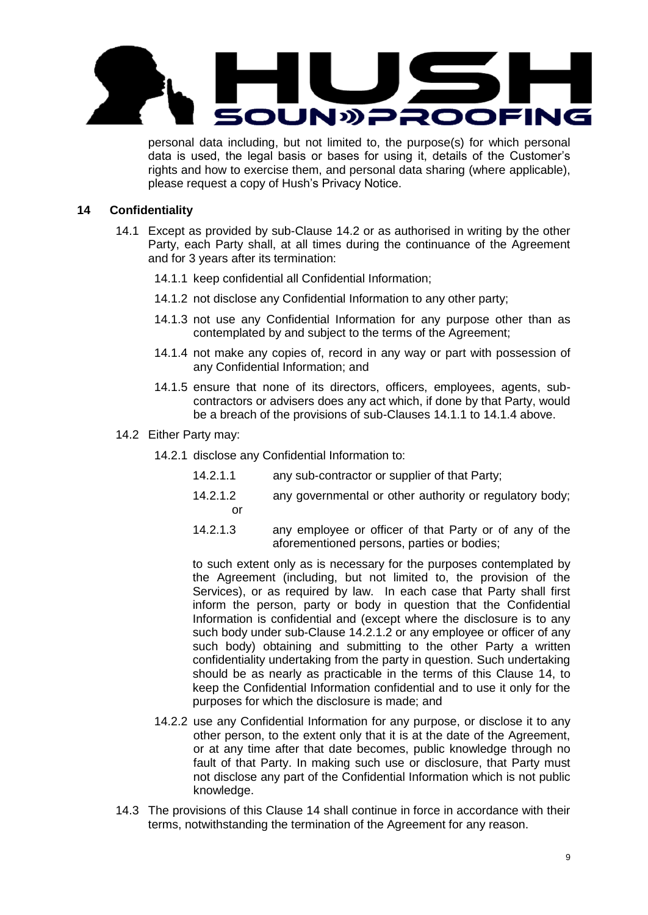personal data including, but not limited to, the purpose(s) for which personal data is used, the legal basis or bases for using it, details of the Customer's rights and how to exercise them, and personal data sharing (where applicable), please request a copy of Hush's Privacy Notice.

## 14 Confidentiality

14.1 Except as provided by sub-Clause 14.2 or as authorised in writing by the other Party, each Party shall, at all times during the continuance of the Agreement and for 3 years after its termination:

14.1.1 keep confidential all Confidential Information;

14.1.2 not disclose any Confidential Information to any other party;

14.1.3 not use any Confidential Information for any purpose other than as contemplated by and subject to the terms of the Agreement;

14.1.4 not make any copies of, record in any way or part with possession of any Confidential Information; and

14.1.5 ensure that none of its directors, officers, employees, agents, sub-contractors or advisers does any act which, if done by that Party, would be a breach of the provisions of sub-Clauses 14.1.1 to 14.1.4 above.

14.2 Either Party may:

14.2.1 disclose any Confidential Information to:

14.2.1.1 any sub-contractor or supplier of that Party;

14.2.1.2 any governmental or other authority or regulatory body; or

14.2.1.3 any employee or officer of that Party or of any of the aforementioned persons, parties or bodies;

to such extent only as is necessary for the purposes contemplated by the Agreement (including, but not limited to, the provision of the Services), or as required by law. In each case that Party shall first inform the person, party or body in question that the Confidential Information is confidential and (except where the disclosure is to any such body under sub-Clause 14.2.1.2 or any employee or officer of any such body) obtaining and submitting to the other Party a written confidentiality undertaking from the party in question. Such undertaking should be as nearly as practicable in the terms of this Clause 14, to keep the Confidential Information confidential and to use it only for the purposes for which the disclosure is made; and

14.2.2 use any Confidential Information for any purpose, or disclose it to any other person, to the extent only that it is at the date of the Agreement, or at any time after that date becomes, public knowledge through no fault of that Party. In making such use or disclosure, that Party must not disclose any part of the Confidential Information which is not public knowledge.

14.3 The provisions of this Clause 14 shall continue in force in accordance with their terms, notwithstanding the termination of the Agreement for any reason.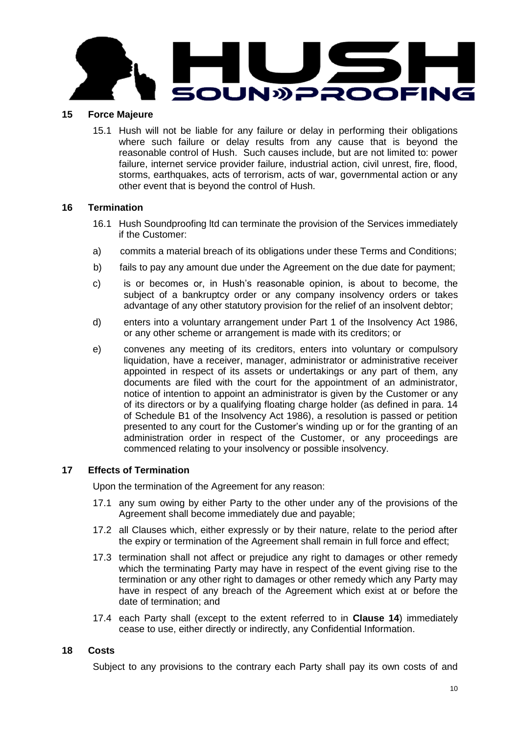## 15 Force Majeure

15.1 Hush will not be liable for any failure or delay in performing their obligations where such failure or delay results from any cause that is beyond the reasonable control of Hush. Such causes include, but are not limited to: power failure, internet service provider failure, industrial action, civil unrest, fire, flood, storms, earthquakes, acts of terrorism, acts of war, governmental action or any other event that is beyond the control of Hush.

## 16 Termination

16.1 Hush Soundproofing ltd can terminate the provision of the Services immediately if the Customer:

a) commits a material breach of its obligations under these Terms and Conditions;

b) fails to pay any amount due under the Agreement on the due date for payment;

c) is or becomes or, in Hush's reasonable opinion, is about to become, the subject of a bankruptcy order or any company insolvency orders or takes advantage of any other statutory provision for the relief of an insolvent debtor;

d) enters into a voluntary arrangement under Part 1 of the Insolvency Act 1986, or any other scheme or arrangement is made with its creditors; or

e) convenes any meeting of its creditors, enters into voluntary or compulsory liquidation, have a receiver, manager, administrator or administrative receiver appointed in respect of its assets or undertakings or any part of them, any documents are filed with the court for the appointment of an administrator, notice of intention to appoint an administrator is given by the Customer or any of its directors or by a qualifying floating charge holder (as defined in para. 14 of Schedule B1 of the Insolvency Act 1986), a resolution is passed or petition presented to any court for the Customer's winding up or for the granting of an administration order in respect of the Customer, or any proceedings are commenced relating to your insolvency or possible insolvency.

## 17 Effects of Termination

Upon the termination of the Agreement for any reason:

17.1 any sum owing by either Party to the other under any of the provisions of the Agreement shall become immediately due and payable;

17.2 all Clauses which, either expressly or by their nature, relate to the period after the expiry or termination of the Agreement shall remain in full force and effect;

17.3 termination shall not affect or prejudice any right to damages or other remedy which the terminating Party may have in respect of the event giving rise to the termination or any other right to damages or other remedy which any Party may have in respect of any breach of the Agreement which exist at or before the date of termination; and

17.4 each Party shall (except to the extent referred to in **Clause 14**) immediately cease to use, either directly or indirectly, any Confidential Information.

## 18 Costs

Subject to any provisions to the contrary each Party shall pay its own costs of and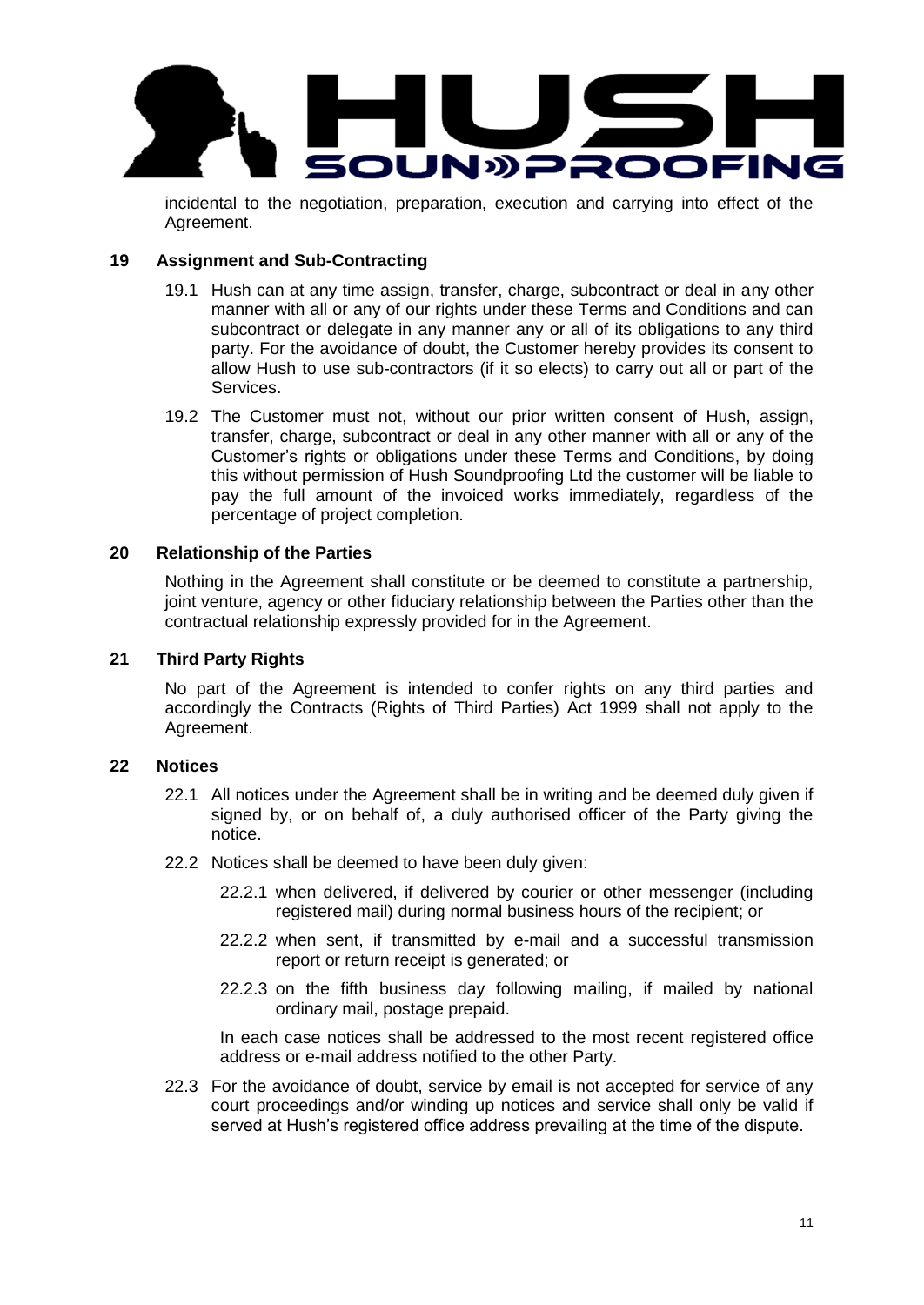incidental to the negotiation, preparation, execution and carrying into effect of the Agreement.

## 19 Assignment and Sub-Contracting

19.1 Hush can at any time assign, transfer, charge, subcontract or deal in any other manner with all or any of our rights under these Terms and Conditions and can subcontract or delegate in any manner any or all of its obligations to any third party. For the avoidance of doubt, the Customer hereby provides its consent to allow Hush to use sub-contractors (if it so elects) to carry out all or part of the Services.

19.2 The Customer must not, without our prior written consent of Hush, assign, transfer, charge, subcontract or deal in any other manner with all or any of the Customer's rights or obligations under these Terms and Conditions, by doing this without permission of Hush Soundproofing Ltd the customer will be liable to pay the full amount of the invoiced works immediately, regardless of the percentage of project completion.

## 20 Relationship of the Parties

Nothing in the Agreement shall constitute or be deemed to constitute a partnership, joint venture, agency or other fiduciary relationship between the Parties other than the contractual relationship expressly provided for in the Agreement.

## 21 Third Party Rights

No part of the Agreement is intended to confer rights on any third parties and accordingly the Contracts (Rights of Third Parties) Act 1999 shall not apply to the Agreement.

## 22 Notices

22.1 All notices under the Agreement shall be in writing and be deemed duly given if signed by, or on behalf of, a duly authorised officer of the Party giving the notice.

22.2 Notices shall be deemed to have been duly given:

22.2.1 when delivered, if delivered by courier or other messenger (including registered mail) during normal business hours of the recipient; or

22.2.2 when sent, if transmitted by e-mail and a successful transmission report or return receipt is generated; or

22.2.3 on the fifth business day following mailing, if mailed by national ordinary mail, postage prepaid.

In each case notices shall be addressed to the most recent registered office address or e-mail address notified to the other Party.

22.3 For the avoidance of doubt, service by email is not accepted for service of any court proceedings and/or winding up notices and service shall only be valid if served at Hush's registered office address prevailing at the time of the dispute.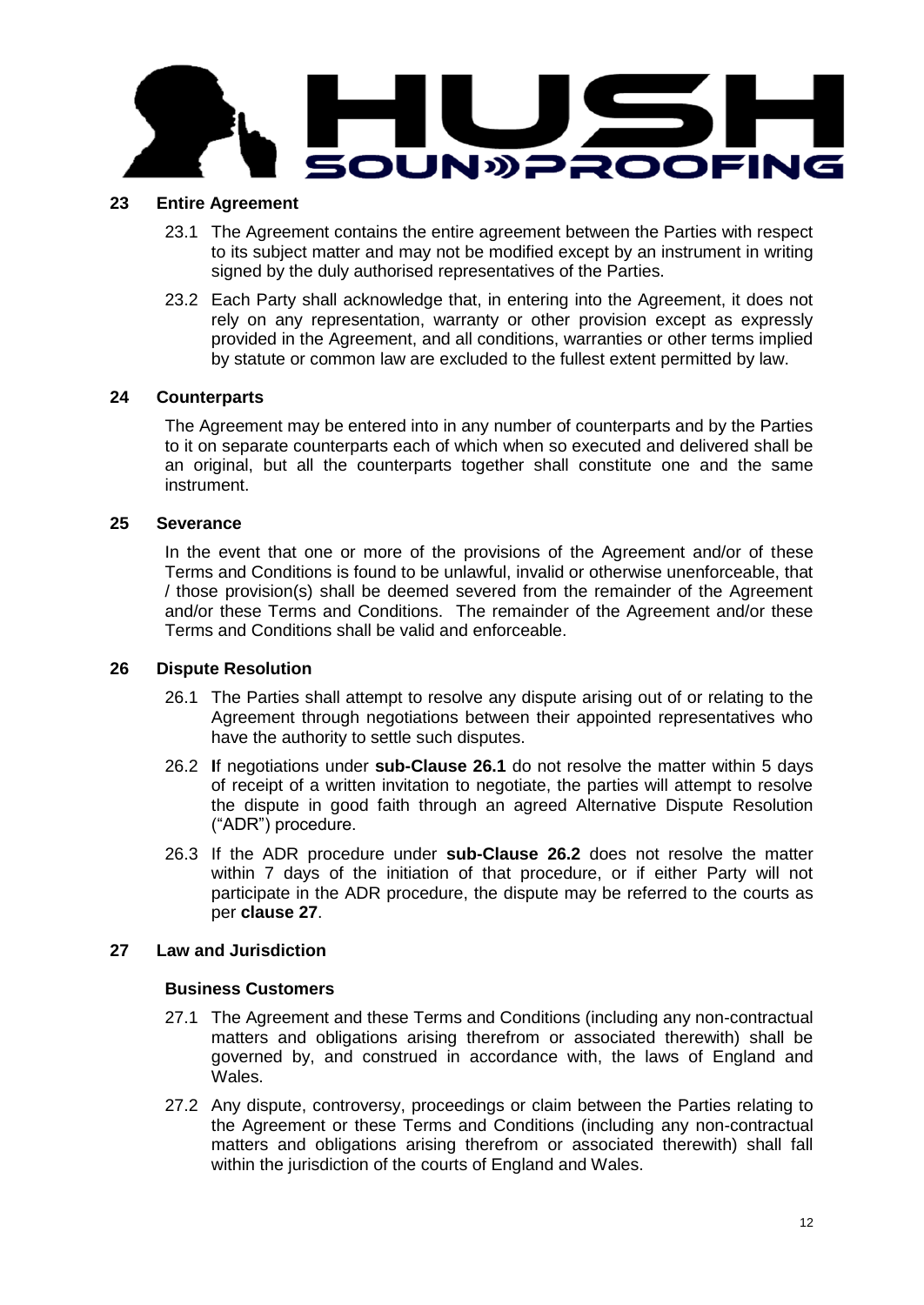## 23 Entire Agreement

23.1 The Agreement contains the entire agreement between the Parties with respect to its subject matter and may not be modified except by an instrument in writing signed by the duly authorised representatives of the Parties.

23.2 Each Party shall acknowledge that, in entering into the Agreement, it does not rely on any representation, warranty or other provision except as expressly provided in the Agreement, and all conditions, warranties or other terms implied by statute or common law are excluded to the fullest extent permitted by law.

## 24 Counterparts

The Agreement may be entered into in any number of counterparts and by the Parties to it on separate counterparts each of which when so executed and delivered shall be an original, but all the counterparts together shall constitute one and the same instrument.

## 25 Severance

In the event that one or more of the provisions of the Agreement and/or of these Terms and Conditions is found to be unlawful, invalid or otherwise unenforceable, that / those provision(s) shall be deemed severed from the remainder of the Agreement and/or these Terms and Conditions. The remainder of the Agreement and/or these Terms and Conditions shall be valid and enforceable.

## 26 Dispute Resolution

26.1 The Parties shall attempt to resolve any dispute arising out of or relating to the Agreement through negotiations between their appointed representatives who have the authority to settle such disputes.

26.2 **I**f negotiations under **sub-Clause 26.1** do not resolve the matter within 5 days of receipt of a written invitation to negotiate, the parties will attempt to resolve the dispute in good faith through an agreed Alternative Dispute Resolution ("ADR") procedure.

26.3 If the ADR procedure under **sub-Clause 26.2** does not resolve the matter within 7 days of the initiation of that procedure, or if either Party will not participate in the ADR procedure, the dispute may be referred to the courts as per **clause 27**.

## 27 Law and Jurisdiction

### Business Customers

27.1 The Agreement and these Terms and Conditions (including any non-contractual matters and obligations arising therefrom or associated therewith) shall be governed by, and construed in accordance with, the laws of England and Wales.

27.2 Any dispute, controversy, proceedings or claim between the Parties relating to the Agreement or these Terms and Conditions (including any non-contractual matters and obligations arising therefrom or associated therewith) shall fall within the jurisdiction of the courts of England and Wales.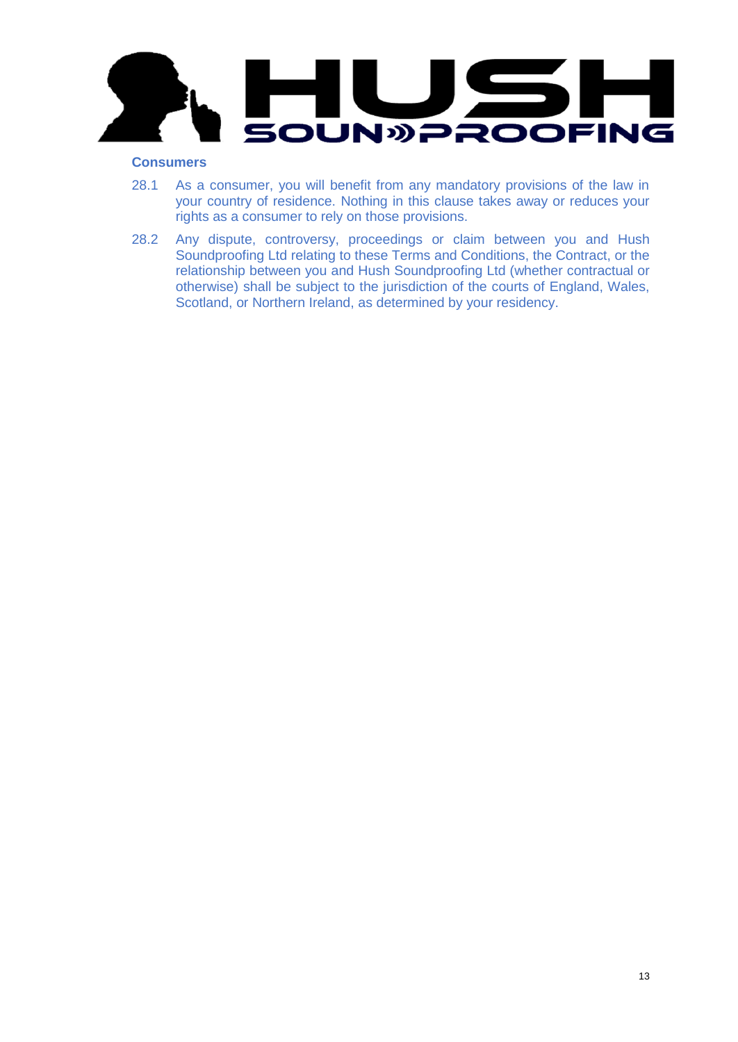### Consumers

28.1 As a consumer, you will benefit from any mandatory provisions of the law in your country of residence. Nothing in this clause takes away or reduces your rights as a consumer to rely on those provisions.

28.2 Any dispute, controversy, proceedings or claim between you and Hush Soundproofing Ltd relating to these Terms and Conditions, the Contract, or the relationship between you and Hush Soundproofing Ltd (whether contractual or otherwise) shall be subject to the jurisdiction of the courts of England, Wales, Scotland, or Northern Ireland, as determined by your residency.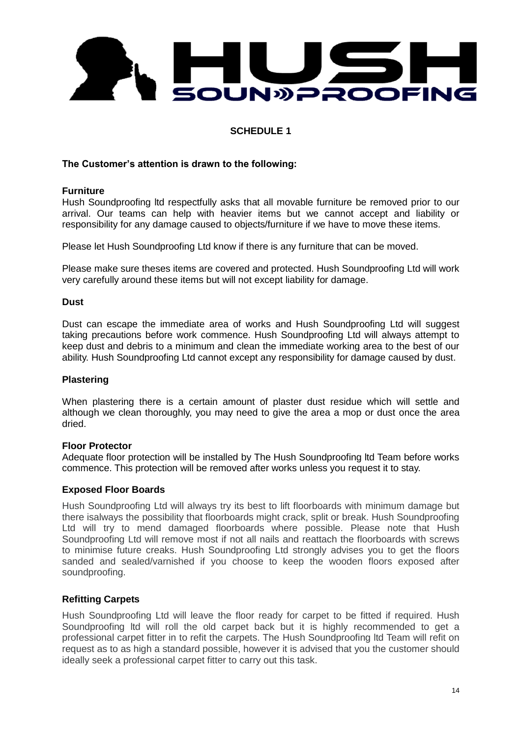HUSH SOUNDPROOFING

## SCHEDULE 1

**The Customer's attention is drawn to the following:**

**Furniture**

Hush Soundproofing ltd respectfully asks that all movable furniture be removed prior to our arrival. Our teams can help with heavier items but we cannot accept and liability or responsibility for any damage caused to objects/furniture if we have to move these items.

Please let Hush Soundproofing Ltd know if there is any furniture that can be moved.

Please make sure theses items are covered and protected. Hush Soundproofing Ltd will work very carefully around these items but will not except liability for damage.

**Dust**

Dust can escape the immediate area of works and Hush Soundproofing Ltd will suggest taking precautions before work commence. Hush Soundproofing Ltd will always attempt to keep dust and debris to a minimum and clean the immediate working area to the best of our ability. Hush Soundproofing Ltd cannot except any responsibility for damage caused by dust.

**Plastering**

When plastering there is a certain amount of plaster dust residue which will settle and although we clean thoroughly, you may need to give the area a mop or dust once the area dried.

**Floor Protector**

Adequate floor protection will be installed by The Hush Soundproofing ltd Team before works commence. This protection will be removed after works unless you request it to stay.

**Exposed Floor Boards**

Hush Soundproofing Ltd will always try its best to lift floorboards with minimum damage but there isalways the possibility that floorboards might crack, split or break. Hush Soundproofing Ltd will try to mend damaged floorboards where possible. Please note that Hush Soundproofing Ltd will remove most if not all nails and reattach the floorboards with screws to minimise future creaks. Hush Soundproofing Ltd strongly advises you to get the floors sanded and sealed/varnished if you choose to keep the wooden floors exposed after soundproofing.

**Refitting Carpets**

Hush Soundproofing Ltd will leave the floor ready for carpet to be fitted if required. Hush Soundproofing ltd will roll the old carpet back but it is highly recommended to get a professional carpet fitter in to refit the carpets. The Hush Soundproofing ltd Team will refit on request as to as high a standard possible, however it is advised that you the customer should ideally seek a professional carpet fitter to carry out this task.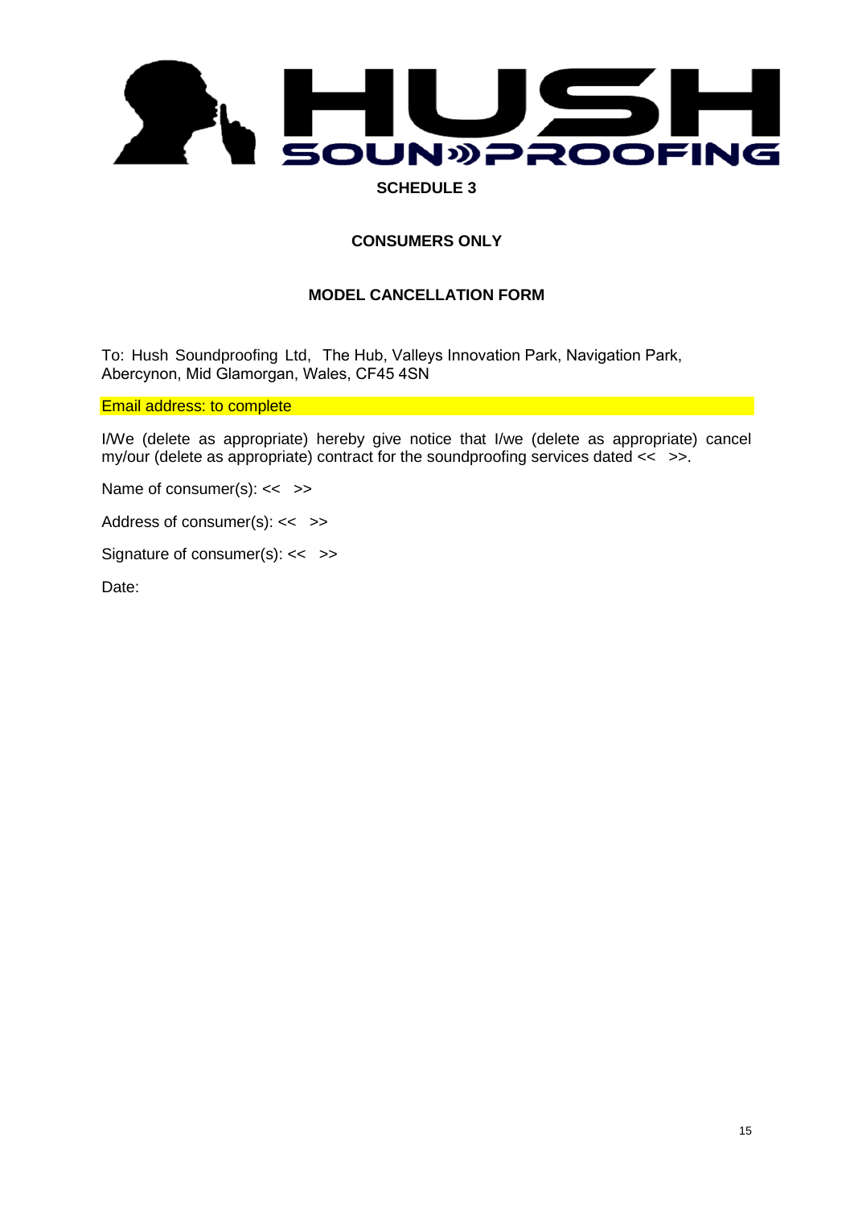**SCHEDULE 3**

**CONSUMERS ONLY**

**MODEL CANCELLATION FORM**

To: Hush Soundproofing Ltd, The Hub, Valleys Innovation Park, Navigation Park, Abercynon, Mid Glamorgan, Wales, CF45 4SN

Email address: to complete

I/We (delete as appropriate) hereby give notice that I/we (delete as appropriate) cancel my/our (delete as appropriate) contract for the soundproofing services dated << >>.

Name of consumer(s): << >>

Address of consumer(s): << >>

Signature of consumer(s): << >>

Date: